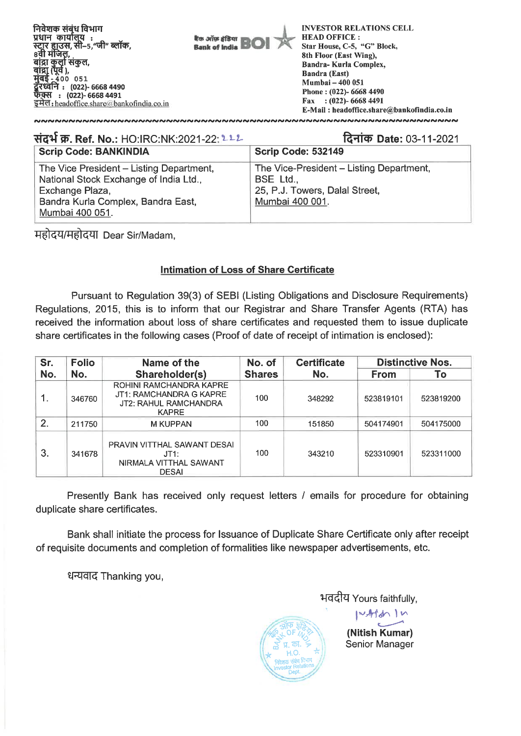निवेशक संबंध विभाग
प्रधान कार्यालय :
स्टार हाउस, सी–5,"जी" ब्लॉक,
8वी मंजिल,
बांद्रा कुर्ला संकुल,
बांद्रा (पूर्व),
मुंबई - 400 051
दूरध्वनि : (022)- 6668 4490
फेक्स : (022)- 6668 4491
इमेल: headoffice.share@bankofindia.co.in

बैंक ऑफ इंडिया Bank of India BOI

INVESTOR RELATIONS CELL
HEAD OFFICE :
Star House, C-5, "G" Block,
8th Floor (East Wing),
Bandra- Kurla Complex,
Bandra (East)
Mumbai – 400 051
Phone : (022)- 6668 4490
Fax : (022)- 6668 4491
E-Mail : headoffice.share@bankofindia.co.in

**संदर्भ क्र. Ref. No.:** HO:IRC:NK:2021-22: 222 **दिनांक Date:** 03-11-2021

| Scrip Code: BANKINDIA | Scrip Code: 532149 |
|---|---|
| The Vice President – Listing Department, National Stock Exchange of India Ltd., Exchange Plaza, Bandra Kurla Complex, Bandra East, Mumbai 400 051. | The Vice-President – Listing Department, BSE Ltd., 25, P.J. Towers, Dalal Street, Mumbai 400 001. |

महोदय/महोदया Dear Sir/Madam,

**Intimation of Loss of Share Certificate**

Pursuant to Regulation 39(3) of SEBI (Listing Obligations and Disclosure Requirements) Regulations, 2015, this is to inform that our Registrar and Share Transfer Agents (RTA) has received the information about loss of share certificates and requested them to issue duplicate share certificates in the following cases (Proof of date of receipt of intimation is enclosed):

| Sr. No. | Folio No. | Name of the Shareholder(s) | No. of Shares | Certificate No. | Distinctive Nos. | |
|---|---|---|---|---|---|---|
| | | | | | From | To |
| 1. | 346760 | ROHINI RAMCHANDRA KAPRE JT1: RAMCHANDRA G KAPRE JT2: RAHUL RAMCHANDRA KAPRE | 100 | 348292 | 523819101 | 523819200 |
| 2. | 211750 | M KUPPAN | 100 | 151850 | 504174901 | 504175000 |
| 3. | 341678 | PRAVIN VITTHAL SAWANT DESAI JT1: NIRMALA VITTHAL SAWANT DESAI | 100 | 343210 | 523310901 | 523311000 |

Presently Bank has received only request letters / emails for procedure for obtaining duplicate share certificates.

Bank shall initiate the process for Issuance of Duplicate Share Certificate only after receipt of requisite documents and completion of formalities like newspaper advertisements, etc.

धन्यवाद Thanking you,

भवदीय Yours faithfully,

**(Nitish Kumar)**
Senior Manager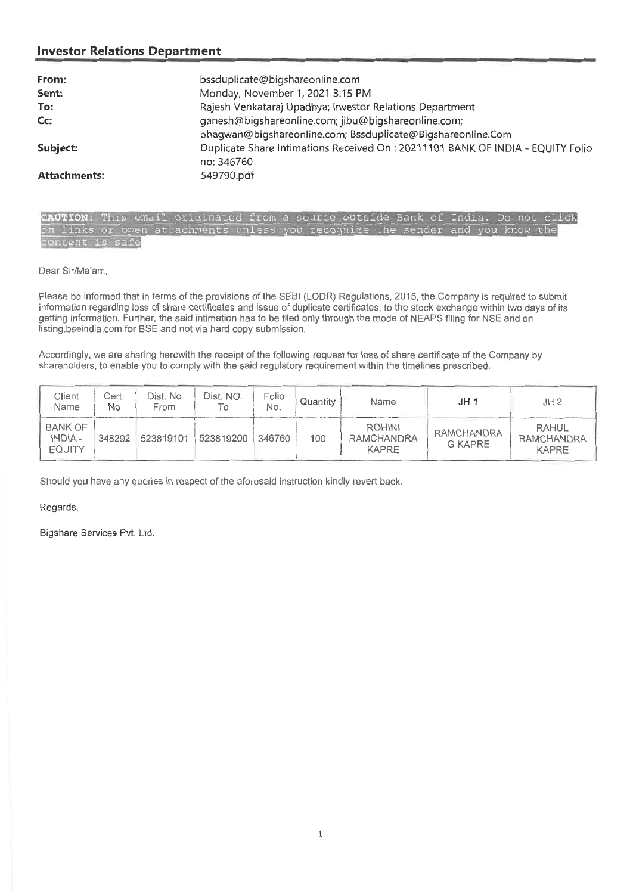## Investor Relations Department

| | |
|---|---|
| **From:** | bssduplicate@bigshareonline.com |
| **Sent:** | Monday, November 1, 2021 3:15 PM |
| **To:** | Rajesh Venkataraj Upadhya; Investor Relations Department |
| **Cc:** | ganesh@bigshareonline.com; jibu@bigshareonline.com; bhagwan@bigshareonline.com; Bssduplicate@Bigshareonline.Com |
| **Subject:** | Duplicate Share Intimations Received On : 20211101 BANK OF INDIA - EQUITY Folio no: 346760 |
| **Attachments:** | 549790.pdf |

**CAUTION:** This email originated from a source outside Bank of India. Do not click on links or open attachments unless you recognize the sender and you know the content is safe

Dear Sir/Ma'am,

Please be informed that in terms of the provisions of the SEBI (LODR) Regulations, 2015, the Company is required to submit information regarding loss of share certificates and issue of duplicate certificates, to the stock exchange within two days of its getting information. Further, the said intimation has to be filed only through the mode of NEAPS filing for NSE and on listing.bseindia.com for BSE and not via hard copy submission.

Accordingly, we are sharing herewith the receipt of the following request for loss of share certificate of the Company by shareholders, to enable you to comply with the said regulatory requirement within the timelines prescribed.

| Client Name | Cert. No | Dist. No From | Dist. NO. To | Folio No. | Quantity | Name | JH 1 | JH 2 |
|---|---|---|---|---|---|---|---|---|
| BANK OF INDIA - EQUITY | 348292 | 523819101 | 523819200 | 346760 | 100 | ROHINI RAMCHANDRA KAPRE | RAMCHANDRA G KAPRE | RAHUL RAMCHANDRA KAPRE |

Should you have any queries in respect of the aforesaid instruction kindly revert back.

Regards,

Bigshare Services Pvt. Ltd.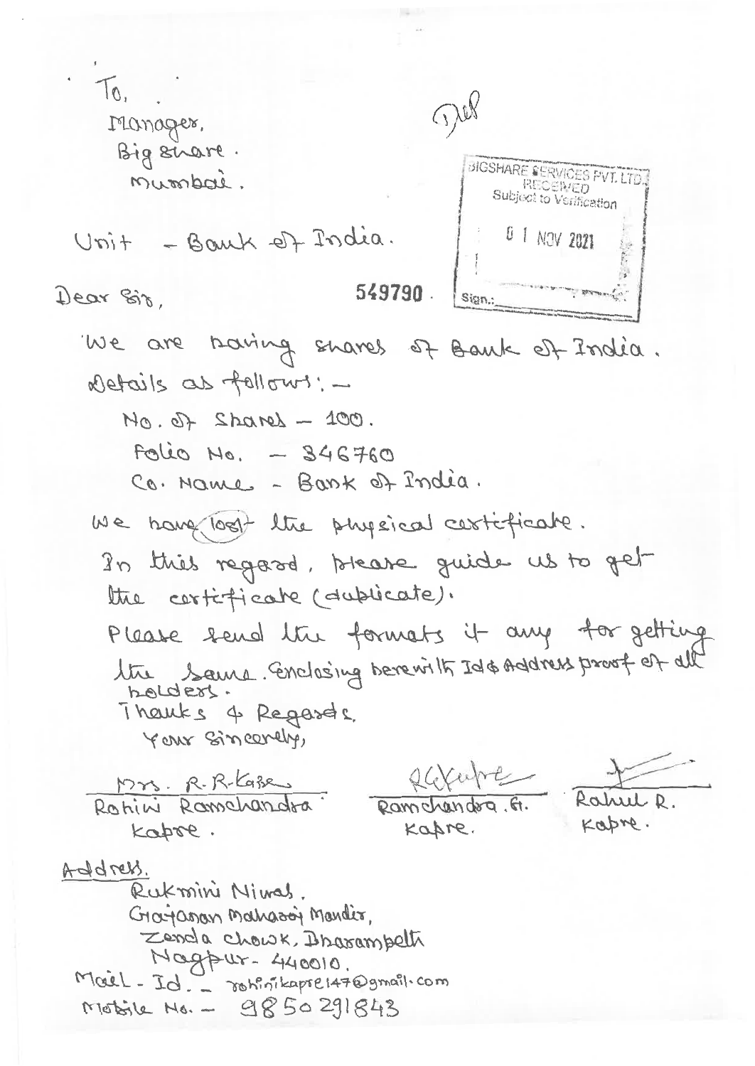To,
Manager,
Big share.
Mumbai.

Unit - Bank of India.

BIGSHARE SERVICES PVT. LTD.
RECEIVED
Subject to Verification
01 NOV 2021
Sign.:

549790

Dear Sir,

We are having shares of Bank of India.
Details as follows:-

No. of Shares - 100.
Folio No. - 346760
Co. Name - Bank of India.

We have lost the physical certificate.
In this regard, please guide us to get the certificate (duplicate).
Please send the formats if any for getting the same. Enclosing herewith Id & Address proof of all holders.

Thanks & Regards,
Your Sincerely,

| Mrs. R.R.Kapre | | |
|---|---|---|
| Rohini Ramchandra Kapre. | Ramchandra .G. Kapre. | Rahul R. Kapre. |

Address.
Rukmini Niwas,
Gajanan Maharaj Mandir,
Zenda chowk, Dharampeth
Nagpur- 440010.
Mail - Id. - rohinikapre147@gmail.com
Mobile No. - 9850291843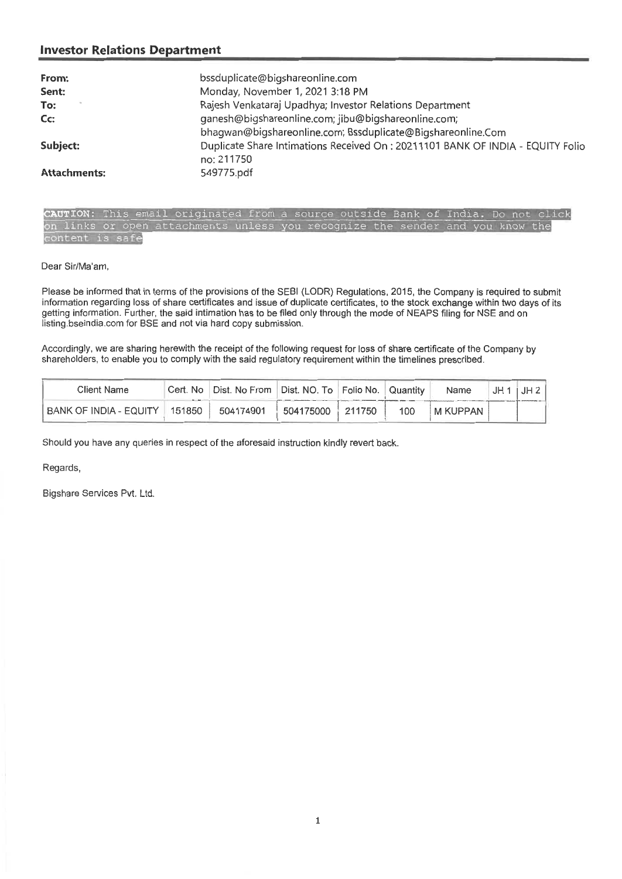## Investor Relations Department

| | |
|---|---|
| **From:** | bssduplicate@bigshareonline.com |
| **Sent:** | Monday, November 1, 2021 3:18 PM |
| **To:** | Rajesh Venkataraj Upadhya; Investor Relations Department |
| **Cc:** | ganesh@bigshareonline.com; jibu@bigshareonline.com; bhagwan@bigshareonline.com; Bssduplicate@Bigshareonline.Com |
| **Subject:** | Duplicate Share Intimations Received On : 20211101 BANK OF INDIA - EQUITY Folio no: 211750 |
| **Attachments:** | 549775.pdf |

CAUTION: This email originated from a source outside Bank of India. Do not click on links or open attachments unless you recognize the sender and you know the content is safe

Dear Sir/Ma'am,

Please be informed that in terms of the provisions of the SEBI (LODR) Regulations, 2015, the Company is required to submit information regarding loss of share certificates and issue of duplicate certificates, to the stock exchange within two days of its getting information. Further, the said intimation has to be filed only through the mode of NEAPS filing for NSE and on listing.bseindia.com for BSE and not via hard copy submission.

Accordingly, we are sharing herewith the receipt of the following request for loss of share certificate of the Company by shareholders, to enable you to comply with the said regulatory requirement within the timelines prescribed.

| Client Name | Cert. No | Dist. No From | Dist. NO. To | Folio No. | Quantity | Name | JH 1 | JH 2 |
|---|---|---|---|---|---|---|---|---|
| BANK OF INDIA - EQUITY | 151850 | 504174901 | 504175000 | 211750 | 100 | M KUPPAN | | |

Should you have any queries in respect of the aforesaid instruction kindly revert back.

Regards,

Bigshare Services Pvt. Ltd.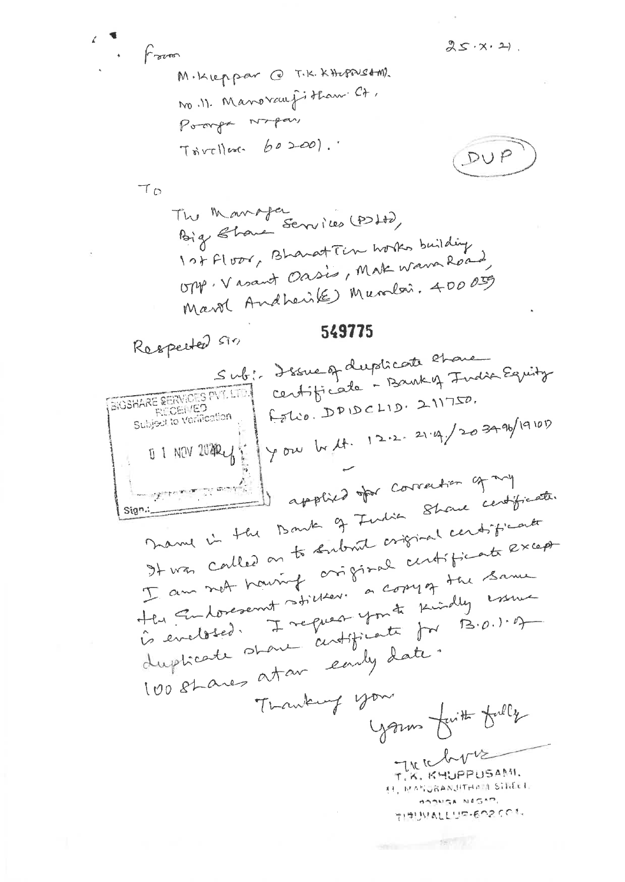From

M. Kuppar @ T.K. KHUPPUSAMI.
No. 11. Manoranjitham St,
Poonga Nagar,
Tiruvallur. 602001.

25.x.21.

DUP

To

The Manager
Big Share Services (P) Ltd,
1st Floor, Bharat Tin Works building,
Opp. Vasant Oasis, Makwana Road,
Marol Andheri(E) Mumbai. 400059

549775

Respected Sir,

Sub:- Issue of duplicate share certificate - Bank of India Equity Folio. DPIDCLID. 211750.

Ref:- Your Ltr. 12.2.21.4/203496/1910D

BIGSHARE SERVICES PVT. LTD.
RECEIVED
Subject to Verification
01 NOV 2021
Sign.:

I applied for correction of my name in the Bank of India Share certificate. It was called on to submit original certificate except I am not having original certificate the same the Endorsement sticker. a copy of the same is enclosed. I request you to kindly issue duplicate share certificate for B.O.I of 100 shares at an early date.

Thanking you

Yours faithfully

T.K. KHUPPUSAMI.
11, MANORANJITHAM STREET,
POONGA NAGAR,
TIRUVALLUR-602001.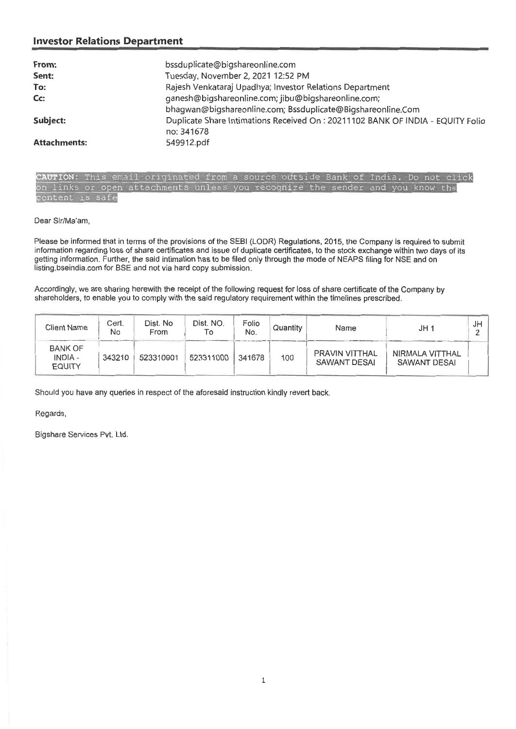## Investor Relations Department

| | |
|---|---|
| **From:** | bssduplicate@bigshareonline.com |
| **Sent:** | Tuesday, November 2, 2021 12:52 PM |
| **To:** | Rajesh Venkataraj Upadhya; Investor Relations Department |
| **Cc:** | ganesh@bigshareonline.com; jibu@bigshareonline.com; bhagwan@bigshareonline.com; Bssduplicate@Bigshareonline.Com |
| **Subject:** | Duplicate Share Intimations Received On : 20211102 BANK OF INDIA - EQUITY Folio no: 341678 |
| **Attachments:** | 549912.pdf |

CAUTION: This email originated from a source outside Bank of India. Do not click on links or open attachments unless you recognize the sender and you know the content is safe

Dear Sir/Ma'am,

Please be informed that in terms of the provisions of the SEBI (LODR) Regulations, 2015, the Company is required to submit information regarding loss of share certificates and issue of duplicate certificates, to the stock exchange within two days of its getting information. Further, the said intimation has to be filed only through the mode of NEAPS filing for NSE and on listing.bseindia.com for BSE and not via hard copy submission.

Accordingly, we are sharing herewith the receipt of the following request for loss of share certificate of the Company by shareholders, to enable you to comply with the said regulatory requirement within the timelines prescribed.

| Client Name | Cert. No | Dist. No From | Dist. NO. To | Folio No. | Quantity | Name | JH 1 | JH 2 |
|---|---|---|---|---|---|---|---|---|
| BANK OF INDIA - EQUITY | 343210 | 523310901 | 523311000 | 341678 | 100 | PRAVIN VITTHAL SAWANT DESAI | NIRMALA VITTHAL SAWANT DESAI | |

Should you have any queries in respect of the aforesaid instruction kindly revert back.

Regards,

Bigshare Services Pvt. Ltd.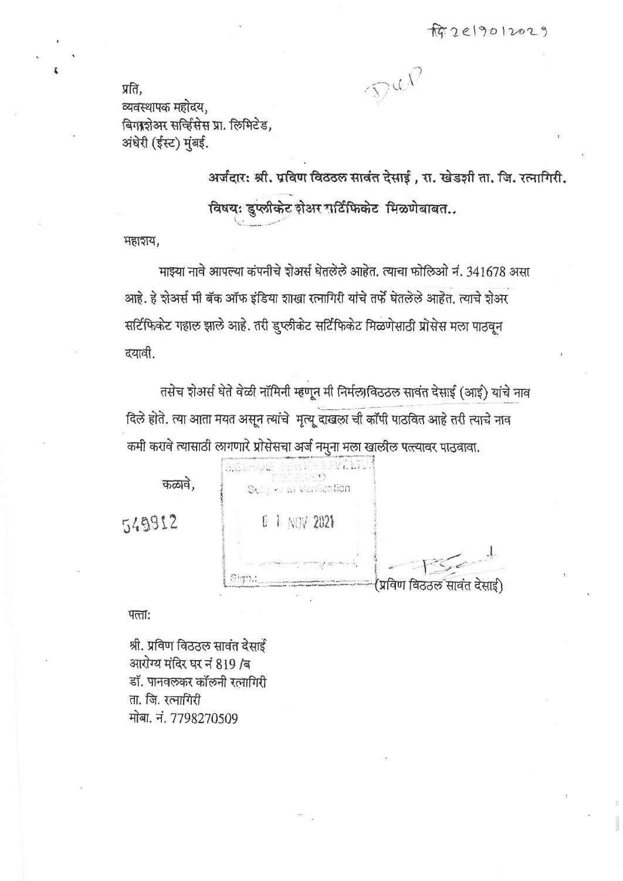दि 28/10/2021

DUP

प्रति,
व्यवस्थापक महोदय,
बिगशेअर सर्व्हिसेस प्रा. लिमिटेड,
अंधेरी (ईस्ट) मुंबई.

**अर्जदारः श्री. प्रविण विठठल सावंत देसाई , रा. खेडशी ता. जि. रत्नागिरी.**

**विषयः डुप्लीकेट शेअर सर्टिफिकेट मिळणेबाबत..**

महाशय,

माझ्या नावे आपल्या कंपनीचे शेअर्स घेतलेले आहेत. त्याचा फोलिओ नं. 341678 असा आहे. हे शेअर्स मी बॅक ऑफ इंडिया शाखा रत्नागिरी यांचे तर्फे घेतलेले आहेत. त्याचे शेअर सर्टिफिकेट गहाळ झाले आहे. तरी डुप्लीकेट सर्टिफिकेट मिळणेसाठी प्रोसेस मला पाठवून दयावी.

तसेच शेअर्स घेते वेळी नॉमिनी म्हणून मी निर्मला विठठल सावंत देसाई (आई) यांचे नाव दिले होते. त्या आता मयत असून त्यांचे मृत्यू दाखला ची कॉपी पाठवित आहे तरी त्याचे नाव कमी करावे त्यासाठी लागणारे प्रोसेसचा अर्ज नमुना मला खालील पत्त्यावर पाठवावा.

कळावे,

549912

BIGSHARE SERVICES PVT. LTD.
RECEIVED
Subject to Verification
01 NOV 2021
Sign.:

(प्रविण विठठल सावंत देसाई)

पत्ताः

श्री. प्रविण विठठल सावंत देसाई
आरोग्य मंदिर घर नं 819 /ब
डॉ. पानवलकर कॉलनी रत्नागिरी
ता. जि. रत्नागिरी
मोबा. नं. 7798270509